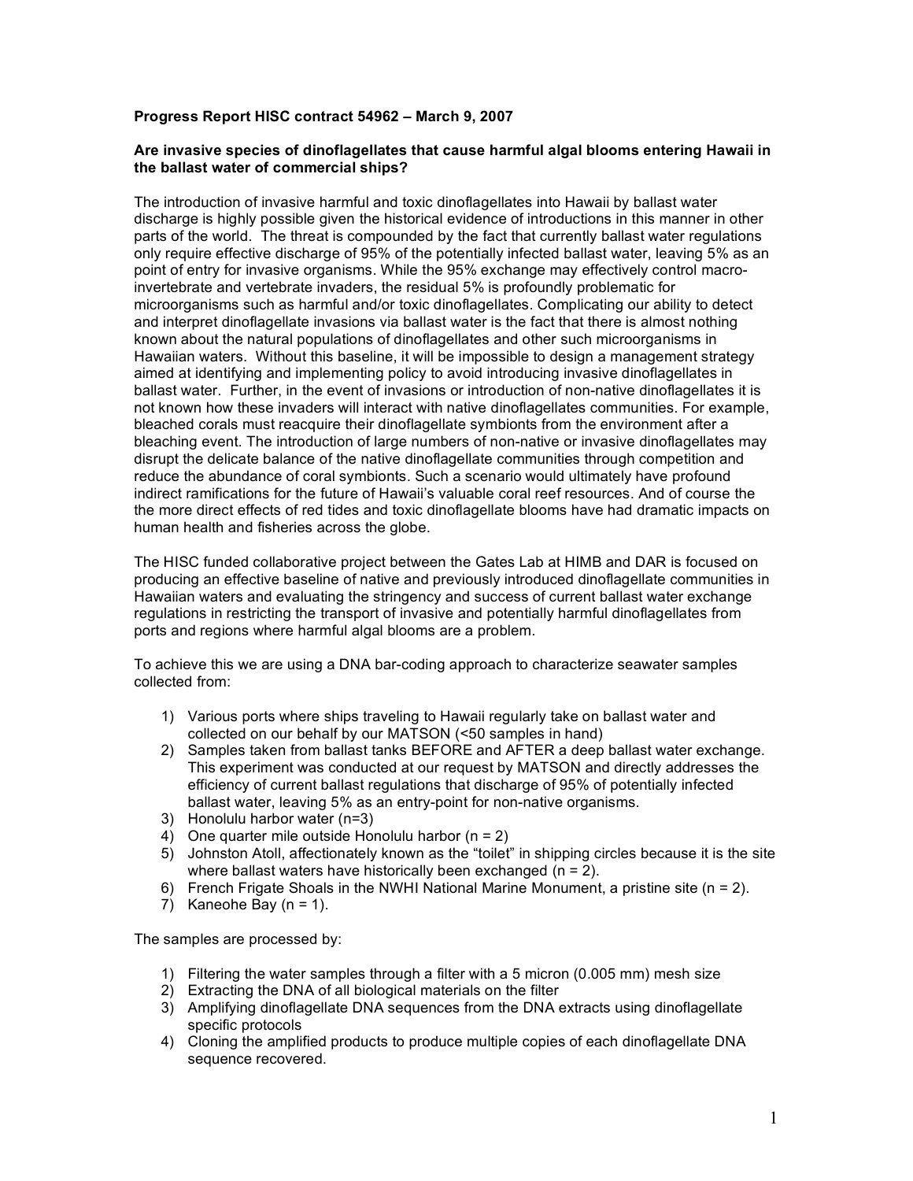**Progress Report HISC contract 54962 – March 9, 2007**

**Are invasive species of dinoflagellates that cause harmful algal blooms entering Hawaii in the ballast water of commercial ships?**

The introduction of invasive harmful and toxic dinoflagellates into Hawaii by ballast water discharge is highly possible given the historical evidence of introductions in this manner in other parts of the world. The threat is compounded by the fact that currently ballast water regulations only require effective discharge of 95% of the potentially infected ballast water, leaving 5% as an point of entry for invasive organisms. While the 95% exchange may effectively control macro-invertebrate and vertebrate invaders, the residual 5% is profoundly problematic for microorganisms such as harmful and/or toxic dinoflagellates. Complicating our ability to detect and interpret dinoflagellate invasions via ballast water is the fact that there is almost nothing known about the natural populations of dinoflagellates and other such microorganisms in Hawaiian waters. Without this baseline, it will be impossible to design a management strategy aimed at identifying and implementing policy to avoid introducing invasive dinoflagellates in ballast water. Further, in the event of invasions or introduction of non-native dinoflagellates it is not known how these invaders will interact with native dinoflagellates communities. For example, bleached corals must reacquire their dinoflagellate symbionts from the environment after a bleaching event. The introduction of large numbers of non-native or invasive dinoflagellates may disrupt the delicate balance of the native dinoflagellate communities through competition and reduce the abundance of coral symbionts. Such a scenario would ultimately have profound indirect ramifications for the future of Hawaii's valuable coral reef resources. And of course the the more direct effects of red tides and toxic dinoflagellate blooms have had dramatic impacts on human health and fisheries across the globe.

The HISC funded collaborative project between the Gates Lab at HIMB and DAR is focused on producing an effective baseline of native and previously introduced dinoflagellate communities in Hawaiian waters and evaluating the stringency and success of current ballast water exchange regulations in restricting the transport of invasive and potentially harmful dinoflagellates from ports and regions where harmful algal blooms are a problem.

To achieve this we are using a DNA bar-coding approach to characterize seawater samples collected from:

1) Various ports where ships traveling to Hawaii regularly take on ballast water and collected on our behalf by our MATSON (<50 samples in hand)
2) Samples taken from ballast tanks BEFORE and AFTER a deep ballast water exchange. This experiment was conducted at our request by MATSON and directly addresses the efficiency of current ballast regulations that discharge of 95% of potentially infected ballast water, leaving 5% as an entry-point for non-native organisms.
3) Honolulu harbor water (n=3)
4) One quarter mile outside Honolulu harbor (n = 2)
5) Johnston Atoll, affectionately known as the "toilet" in shipping circles because it is the site where ballast waters have historically been exchanged (n = 2).
6) French Frigate Shoals in the NWHI National Marine Monument, a pristine site (n = 2).
7) Kaneohe Bay (n = 1).

The samples are processed by:

1) Filtering the water samples through a filter with a 5 micron (0.005 mm) mesh size
2) Extracting the DNA of all biological materials on the filter
3) Amplifying dinoflagellate DNA sequences from the DNA extracts using dinoflagellate specific protocols
4) Cloning the amplified products to produce multiple copies of each dinoflagellate DNA sequence recovered.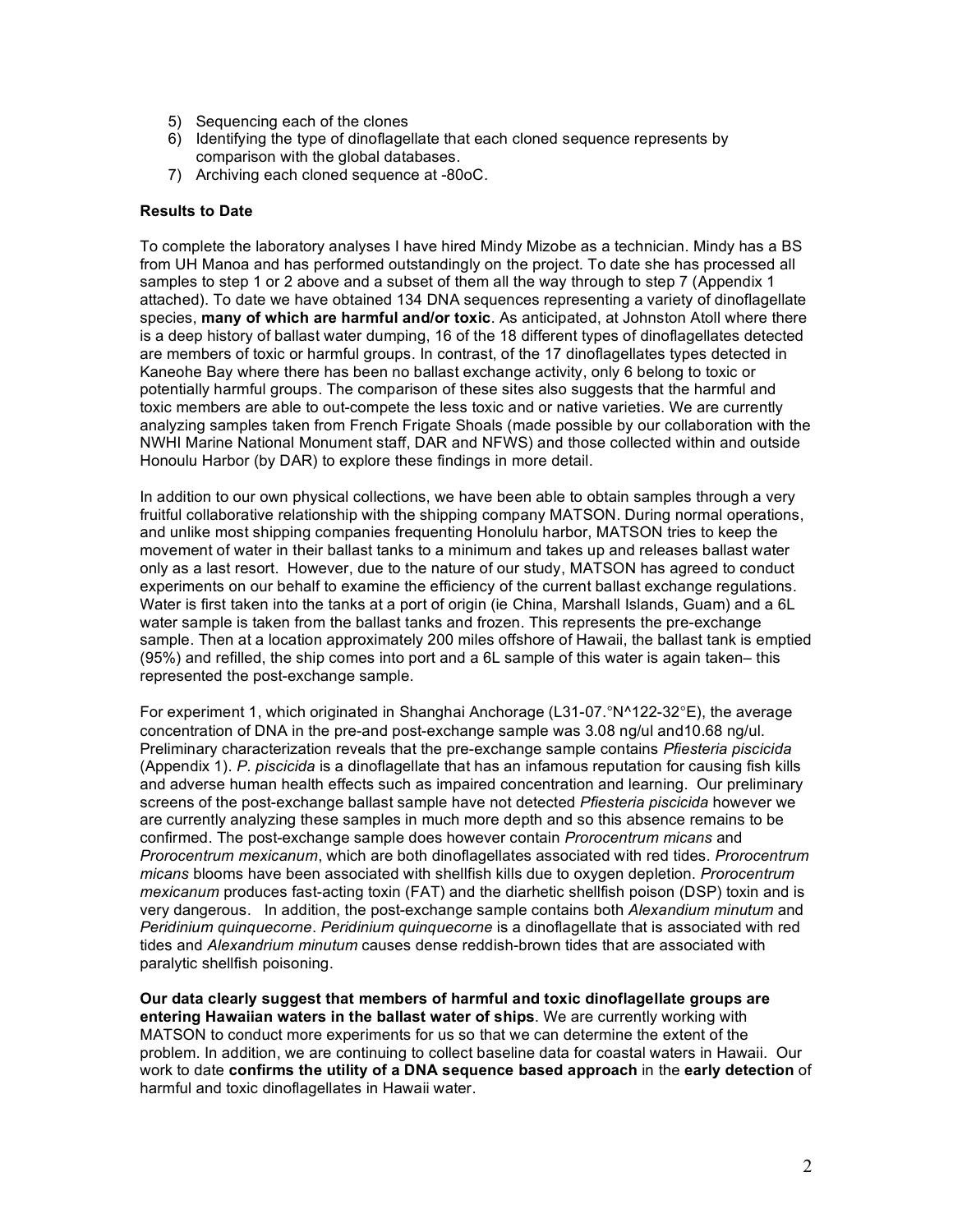5) Sequencing each of the clones
6) Identifying the type of dinoflagellate that each cloned sequence represents by comparison with the global databases.
7) Archiving each cloned sequence at -80oC.

**Results to Date**

To complete the laboratory analyses I have hired Mindy Mizobe as a technician. Mindy has a BS from UH Manoa and has performed outstandingly on the project. To date she has processed all samples to step 1 or 2 above and a subset of them all the way through to step 7 (Appendix 1 attached). To date we have obtained 134 DNA sequences representing a variety of dinoflagellate species, **many of which are harmful and/or toxic**. As anticipated, at Johnston Atoll where there is a deep history of ballast water dumping, 16 of the 18 different types of dinoflagellates detected are members of toxic or harmful groups. In contrast, of the 17 dinoflagellates types detected in Kaneohe Bay where there has been no ballast exchange activity, only 6 belong to toxic or potentially harmful groups. The comparison of these sites also suggests that the harmful and toxic members are able to out-compete the less toxic and or native varieties. We are currently analyzing samples taken from French Frigate Shoals (made possible by our collaboration with the NWHI Marine National Monument staff, DAR and NFWS) and those collected within and outside Honoulu Harbor (by DAR) to explore these findings in more detail.

In addition to our own physical collections, we have been able to obtain samples through a very fruitful collaborative relationship with the shipping company MATSON. During normal operations, and unlike most shipping companies frequenting Honolulu harbor, MATSON tries to keep the movement of water in their ballast tanks to a minimum and takes up and releases ballast water only as a last resort. However, due to the nature of our study, MATSON has agreed to conduct experiments on our behalf to examine the efficiency of the current ballast exchange regulations. Water is first taken into the tanks at a port of origin (ie China, Marshall Islands, Guam) and a 6L water sample is taken from the ballast tanks and frozen. This represents the pre-exchange sample. Then at a location approximately 200 miles offshore of Hawaii, the ballast tank is emptied (95%) and refilled, the ship comes into port and a 6L sample of this water is again taken– this represented the post-exchange sample.

For experiment 1, which originated in Shanghai Anchorage (L31-07.°N^122-32°E), the average concentration of DNA in the pre-and post-exchange sample was 3.08 ng/ul and10.68 ng/ul. Preliminary characterization reveals that the pre-exchange sample contains *Pfiesteria piscicida* (Appendix 1). *P. piscicida* is a dinoflagellate that has an infamous reputation for causing fish kills and adverse human health effects such as impaired concentration and learning. Our preliminary screens of the post-exchange ballast sample have not detected *Pfiesteria piscicida* however we are currently analyzing these samples in much more depth and so this absence remains to be confirmed. The post-exchange sample does however contain *Prorocentrum micans* and *Prorocentrum mexicanum*, which are both dinoflagellates associated with red tides. *Prorocentrum micans* blooms have been associated with shellfish kills due to oxygen depletion. *Prorocentrum mexicanum* produces fast-acting toxin (FAT) and the diarhetic shellfish poison (DSP) toxin and is very dangerous. In addition, the post-exchange sample contains both *Alexandium minutum* and *Peridinium quinquecorne*. *Peridinium quinquecorne* is a dinoflagellate that is associated with red tides and *Alexandrium minutum* causes dense reddish-brown tides that are associated with paralytic shellfish poisoning.

**Our data clearly suggest that members of harmful and toxic dinoflagellate groups are entering Hawaiian waters in the ballast water of ships**. We are currently working with MATSON to conduct more experiments for us so that we can determine the extent of the problem. In addition, we are continuing to collect baseline data for coastal waters in Hawaii. Our work to date **confirms the utility of a DNA sequence based approach** in the **early detection** of harmful and toxic dinoflagellates in Hawaii water.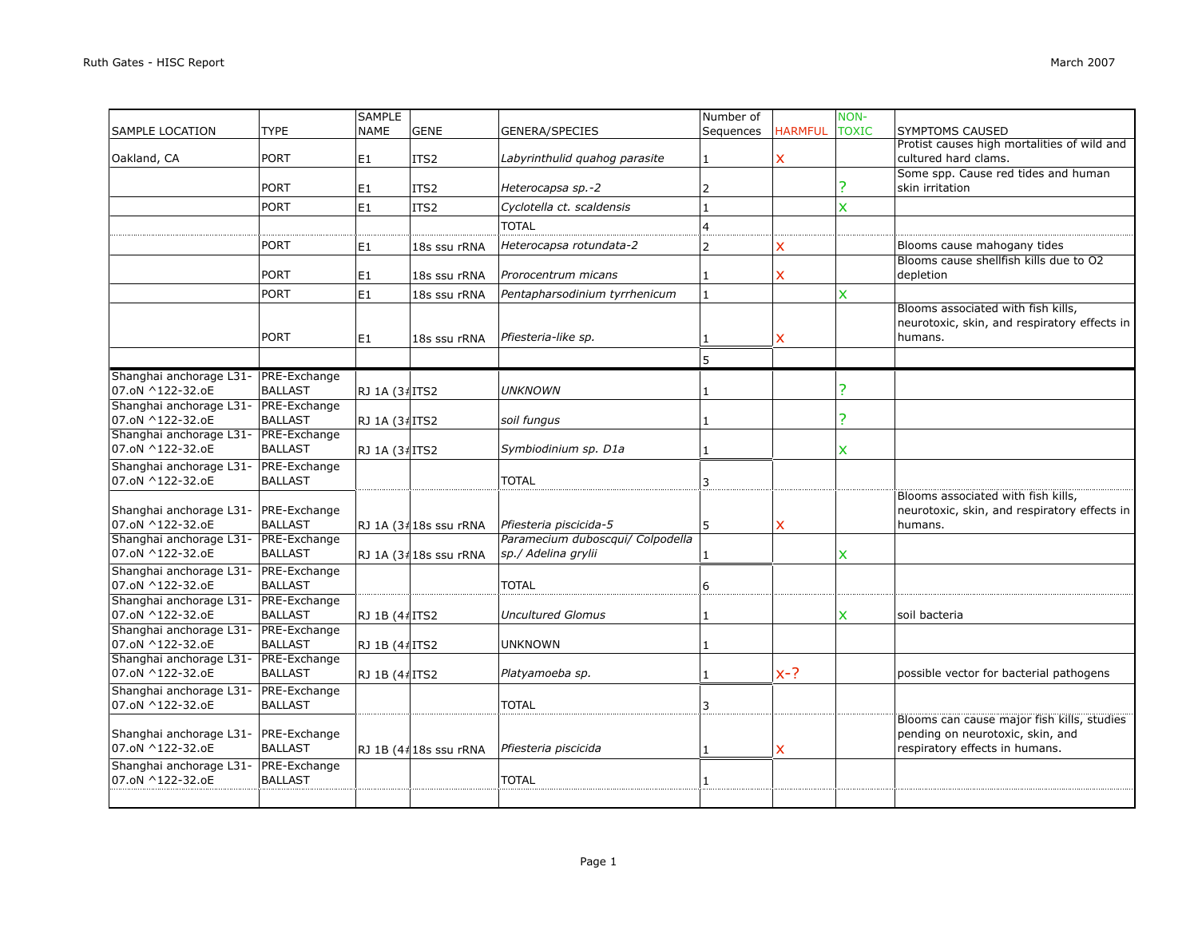| SAMPLE LOCATION | TYPE | SAMPLE NAME | GENE | GENERA/SPECIES | Number of Sequences | HARMFUL | NON-TOXIC | SYMPTOMS CAUSED |
|---|---|---|---|---|---|---|---|---|
| Oakland, CA | PORT | E1 | ITS2 | *Labyrinthulid quahog parasite* | 1 | x | | Protist causes high mortalities of wild and cultured hard clams. |
| | PORT | E1 | ITS2 | *Heterocapsa sp.-2* | 2 | | ? | Some spp. Cause red tides and human skin irritation |
| | PORT | E1 | ITS2 | *Cyclotella ct. scaldensis* | 1 | | x | |
| | | | | TOTAL | 4 | | | |
| | PORT | E1 | 18s ssu rRNA | *Heterocapsa rotundata-2* | 2 | x | | Blooms cause mahogany tides |
| | PORT | E1 | 18s ssu rRNA | *Prorocentrum micans* | 1 | x | | Blooms cause shellfish kills due to O2 depletion |
| | PORT | E1 | 18s ssu rRNA | *Pentapharsodinium tyrrhenicum* | 1 | | x | |
| | PORT | E1 | 18s ssu rRNA | *Pfiesteria-like sp.* | 1 | x | | Blooms associated with fish kills, neurotoxic, skin, and respiratory effects in humans. |
| | | | | | 5 | | | |
| Shanghai anchorage L31-07.oN ^122-32.oE | PRE-Exchange BALLAST | RJ 1A (3# | ITS2 | *UNKNOWN* | 1 | | ? | |
| Shanghai anchorage L31-07.oN ^122-32.oE | PRE-Exchange BALLAST | RJ 1A (3# | ITS2 | *soil fungus* | 1 | | ? | |
| Shanghai anchorage L31-07.oN ^122-32.oE | PRE-Exchange BALLAST | RJ 1A (3# | ITS2 | *Symbiodinium sp. D1a* | 1 | | x | |
| Shanghai anchorage L31-07.oN ^122-32.oE | PRE-Exchange BALLAST | | | TOTAL | 3 | | | |
| Shanghai anchorage L31-07.oN ^122-32.oE | PRE-Exchange BALLAST | RJ 1A (3# | 18s ssu rRNA | *Pfiesteria piscicida-5* | 5 | x | | Blooms associated with fish kills, neurotoxic, skin, and respiratory effects in humans. |
| Shanghai anchorage L31-07.oN ^122-32.oE | PRE-Exchange BALLAST | RJ 1A (3# | 18s ssu rRNA | *Paramecium duboscqui/ Colpodella sp./ Adelina grylii* | 1 | | x | |
| Shanghai anchorage L31-07.oN ^122-32.oE | PRE-Exchange BALLAST | | | TOTAL | 6 | | | |
| Shanghai anchorage L31-07.oN ^122-32.oE | PRE-Exchange BALLAST | RJ 1B (4# | ITS2 | *Uncultured Glomus* | 1 | | x | soil bacteria |
| Shanghai anchorage L31-07.oN ^122-32.oE | PRE-Exchange BALLAST | RJ 1B (4# | ITS2 | UNKNOWN | 1 | | | |
| Shanghai anchorage L31-07.oN ^122-32.oE | PRE-Exchange BALLAST | RJ 1B (4# | ITS2 | *Platyamoeba sp.* | 1 | x-? | | possible vector for bacterial pathogens |
| Shanghai anchorage L31-07.oN ^122-32.oE | PRE-Exchange BALLAST | | | TOTAL | 3 | | | |
| Shanghai anchorage L31-07.oN ^122-32.oE | PRE-Exchange BALLAST | RJ 1B (4# | 18s ssu rRNA | *Pfiesteria piscicida* | 1 | x | | Blooms can cause major fish kills, studies pending on neurotoxic, skin, and respiratory effects in humans. |
| Shanghai anchorage L31-07.oN ^122-32.oE | PRE-Exchange BALLAST | | | TOTAL | 1 | | | |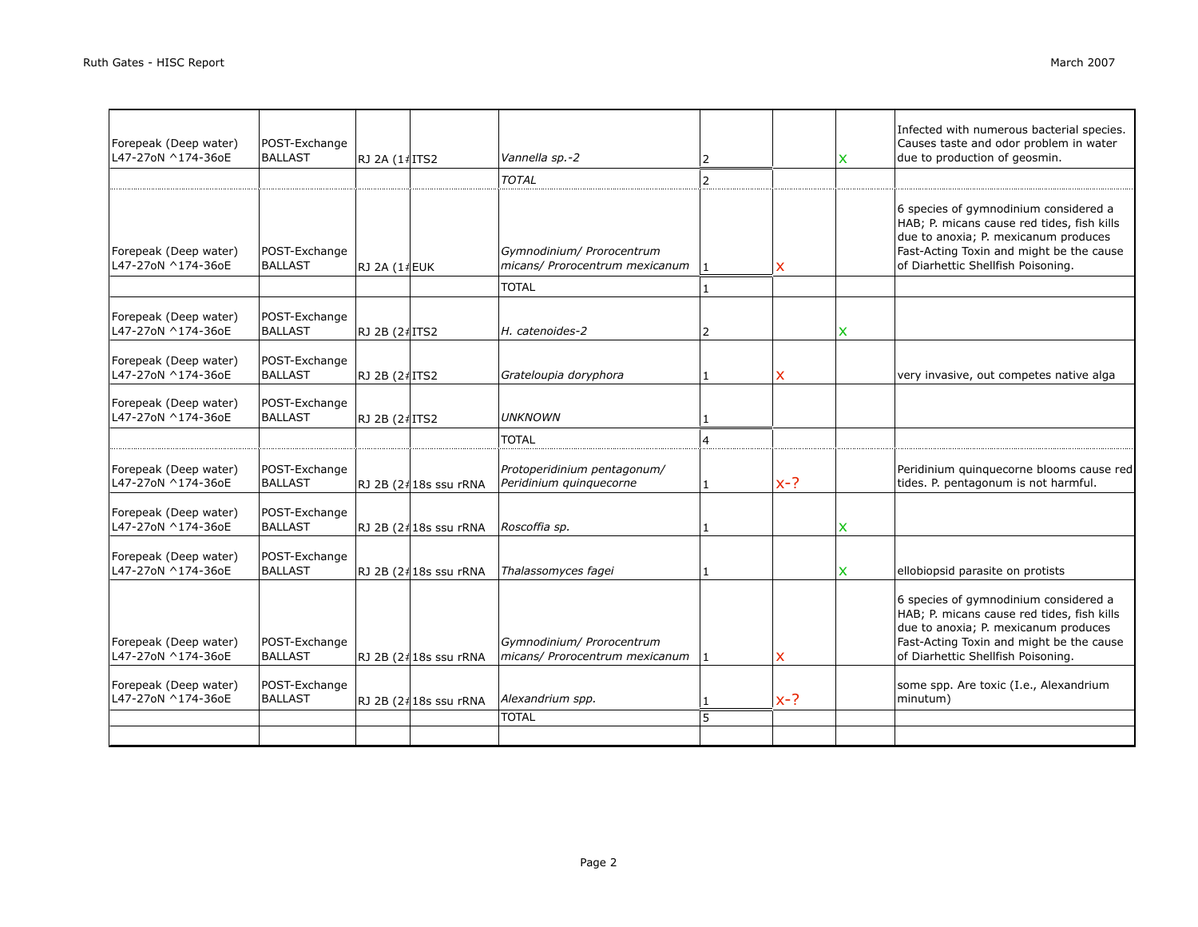| | | | | | | | | |
|---|---|---|---|---|---|---|---|---|
| Forepeak (Deep water) L47-27oN ^174-36oE | POST-Exchange BALLAST | RJ 2A (1# | ITS2 | *Vannella sp.-2* | 2 | | x | Infected with numerous bacterial species. Causes taste and odor problem in water due to production of geosmin. |
| | | | | *TOTAL* | 2 | | | |
| Forepeak (Deep water) L47-27oN ^174-36oE | POST-Exchange BALLAST | RJ 2A (1# | EUK | *Gymnodinium/ Prorocentrum micans/ Prorocentrum mexicanum* | 1 | x | | 6 species of gymnodinium considered a HAB; P. micans cause red tides, fish kills due to anoxia; P. mexicanum produces Fast-Acting Toxin and might be the cause of Diarhettic Shellfish Poisoning. |
| | | | | TOTAL | 1 | | | |
| Forepeak (Deep water) L47-27oN ^174-36oE | POST-Exchange BALLAST | RJ 2B (2# | ITS2 | *H. catenoides-2* | 2 | | x | |
| Forepeak (Deep water) L47-27oN ^174-36oE | POST-Exchange BALLAST | RJ 2B (2# | ITS2 | *Grateloupia doryphora* | 1 | x | | very invasive, out competes native alga |
| Forepeak (Deep water) L47-27oN ^174-36oE | POST-Exchange BALLAST | RJ 2B (2# | ITS2 | *UNKNOWN* | 1 | | | |
| | | | | TOTAL | 4 | | | |
| Forepeak (Deep water) L47-27oN ^174-36oE | POST-Exchange BALLAST | RJ 2B (2# | 18s ssu rRNA | *Protoperidinium pentagonum/ Peridinium quinquecorne* | 1 | x-? | | Peridinium quinquecorne blooms cause red tides. P. pentagonum is not harmful. |
| Forepeak (Deep water) L47-27oN ^174-36oE | POST-Exchange BALLAST | RJ 2B (2# | 18s ssu rRNA | *Roscoffia sp.* | 1 | | x | |
| Forepeak (Deep water) L47-27oN ^174-36oE | POST-Exchange BALLAST | RJ 2B (2# | 18s ssu rRNA | *Thalassomyces fagei* | 1 | | x | ellobiopsid parasite on protists |
| Forepeak (Deep water) L47-27oN ^174-36oE | POST-Exchange BALLAST | RJ 2B (2# | 18s ssu rRNA | *Gymnodinium/ Prorocentrum micans/ Prorocentrum mexicanum* | 1 | x | | 6 species of gymnodinium considered a HAB; P. micans cause red tides, fish kills due to anoxia; P. mexicanum produces Fast-Acting Toxin and might be the cause of Diarhettic Shellfish Poisoning. |
| Forepeak (Deep water) L47-27oN ^174-36oE | POST-Exchange BALLAST | RJ 2B (2# | 18s ssu rRNA | *Alexandrium spp.* | 1 | x-? | | some spp. Are toxic (I.e., Alexandrium minutum) |
| | | | | TOTAL | 5 | | | |
| | | | | | | | | |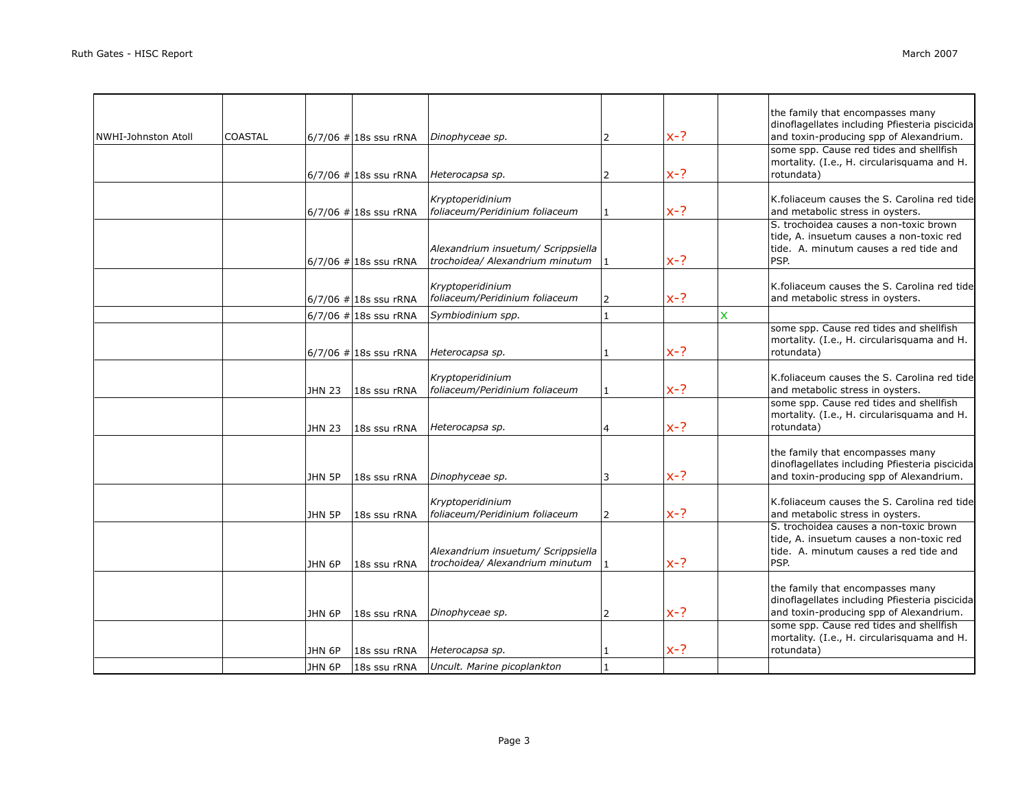| | | | | | | | | |
|---|---|---|---|---|---|---|---|---|
| NWHI-Johnston Atoll | COASTAL | 6/7/06 # | 18s ssu rRNA | *Dinophyceae sp.* | 2 | x-? | | the family that encompasses many dinoflagellates including Pfiesteria piscicida and toxin-producing spp of Alexandrium. |
| | | 6/7/06 # | 18s ssu rRNA | *Heterocapsa sp.* | 2 | x-? | | some spp. Cause red tides and shellfish mortality. (I.e., H. circularisquama and H. rotundata) |
| | | 6/7/06 # | 18s ssu rRNA | *Kryptoperidinium foliaceum/Peridinium foliaceum* | 1 | x-? | | K.foliaceum causes the S. Carolina red tide and metabolic stress in oysters. |
| | | 6/7/06 # | 18s ssu rRNA | *Alexandrium insuetum/ Scrippsiella trochoidea/ Alexandrium minutum* | 1 | x-? | | S. trochoidea causes a non-toxic brown tide, A. insuetum causes a non-toxic red tide. A. minutum causes a red tide and PSP. |
| | | 6/7/06 # | 18s ssu rRNA | *Kryptoperidinium foliaceum/Peridinium foliaceum* | 2 | x-? | | K.foliaceum causes the S. Carolina red tide and metabolic stress in oysters. |
| | | 6/7/06 # | 18s ssu rRNA | *Symbiodinium spp.* | 1 | | x | |
| | | 6/7/06 # | 18s ssu rRNA | *Heterocapsa sp.* | 1 | x-? | | some spp. Cause red tides and shellfish mortality. (I.e., H. circularisquama and H. rotundata) |
| | | JHN 23 | 18s ssu rRNA | *Kryptoperidinium foliaceum/Peridinium foliaceum* | 1 | x-? | | K.foliaceum causes the S. Carolina red tide and metabolic stress in oysters. |
| | | JHN 23 | 18s ssu rRNA | *Heterocapsa sp.* | 4 | x-? | | some spp. Cause red tides and shellfish mortality. (I.e., H. circularisquama and H. rotundata) |
| | | JHN 5P | 18s ssu rRNA | *Dinophyceae sp.* | 3 | x-? | | the family that encompasses many dinoflagellates including Pfiesteria piscicida and toxin-producing spp of Alexandrium. |
| | | JHN 5P | 18s ssu rRNA | *Kryptoperidinium foliaceum/Peridinium foliaceum* | 2 | x-? | | K.foliaceum causes the S. Carolina red tide and metabolic stress in oysters. |
| | | JHN 6P | 18s ssu rRNA | *Alexandrium insuetum/ Scrippsiella trochoidea/ Alexandrium minutum* | 1 | x-? | | S. trochoidea causes a non-toxic brown tide, A. insuetum causes a non-toxic red tide. A. minutum causes a red tide and PSP. |
| | | JHN 6P | 18s ssu rRNA | *Dinophyceae sp.* | 2 | x-? | | the family that encompasses many dinoflagellates including Pfiesteria piscicida and toxin-producing spp of Alexandrium. |
| | | JHN 6P | 18s ssu rRNA | *Heterocapsa sp.* | 1 | x-? | | some spp. Cause red tides and shellfish mortality. (I.e., H. circularisquama and H. rotundata) |
| | | JHN 6P | 18s ssu rRNA | *Uncult. Marine picoplankton* | 1 | | | |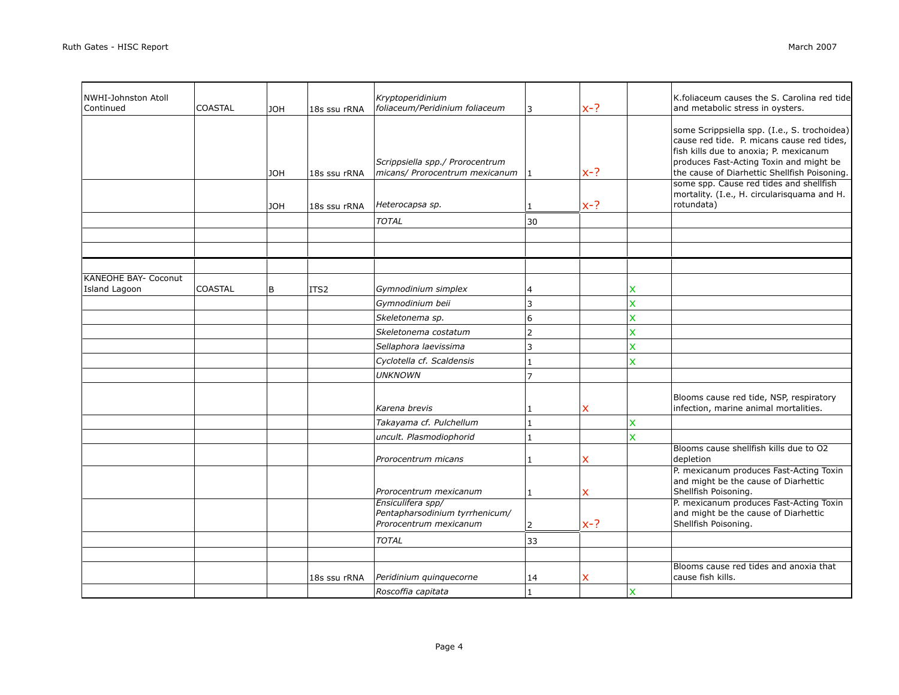| | | | | | | | | |
|---|---|---|---|---|---|---|---|---|
| NWHI-Johnston Atoll Continued | COASTAL | JOH | 18s ssu rRNA | *Kryptoperidinium foliaceum/Peridinium foliaceum* | 3 | x-? | | K.foliaceum causes the S. Carolina red tide and metabolic stress in oysters. |
| | | JOH | 18s ssu rRNA | *Scrippsiella spp./ Prorocentrum micans/ Prorocentrum mexicanum* | 1 | x-? | | some Scrippsiella spp. (I.e., S. trochoidea) cause red tide. P. micans cause red tides, fish kills due to anoxia; P. mexicanum produces Fast-Acting Toxin and might be the cause of Diarhettic Shellfish Poisoning. |
| | | JOH | 18s ssu rRNA | *Heterocapsa sp.* | 1 | x-? | | some spp. Cause red tides and shellfish mortality. (I.e., H. circularisquama and H. rotundata) |
| | | | | *TOTAL* | 30 | | | |
| | | | | | | | | |
| | | | | | | | | |
| | | | | | | | | |
| KANEOHE BAY- Coconut Island Lagoon | COASTAL | B | ITS2 | *Gymnodinium simplex* | 4 | | x | |
| | | | | *Gymnodinium beii* | 3 | | x | |
| | | | | *Skeletonema sp.* | 6 | | x | |
| | | | | *Skeletonema costatum* | 2 | | x | |
| | | | | *Sellaphora laevissima* | 3 | | x | |
| | | | | *Cyclotella cf. Scaldensis* | 1 | | x | |
| | | | | *UNKNOWN* | 7 | | | |
| | | | | *Karena brevis* | 1 | x | | Blooms cause red tide, NSP, respiratory infection, marine animal mortalities. |
| | | | | *Takayama cf. Pulchellum* | 1 | | x | |
| | | | | *uncult. Plasmodiophorid* | 1 | | x | |
| | | | | *Prorocentrum micans* | 1 | x | | Blooms cause shellfish kills due to O2 depletion |
| | | | | *Prorocentrum mexicanum* | 1 | x | | P. mexicanum produces Fast-Acting Toxin and might be the cause of Diarhettic Shellfish Poisoning. |
| | | | | *Ensiculifera spp/ Pentapharsodinium tyrrhenicum/ Prorocentrum mexicanum* | 2 | x-? | | P. mexicanum produces Fast-Acting Toxin and might be the cause of Diarhettic Shellfish Poisoning. |
| | | | | *TOTAL* | 33 | | | |
| | | | | | | | | |
| | | | 18s ssu rRNA | *Peridinium quinquecorne* | 14 | x | | Blooms cause red tides and anoxia that cause fish kills. |
| | | | | *Roscoffia capitata* | 1 | | x | |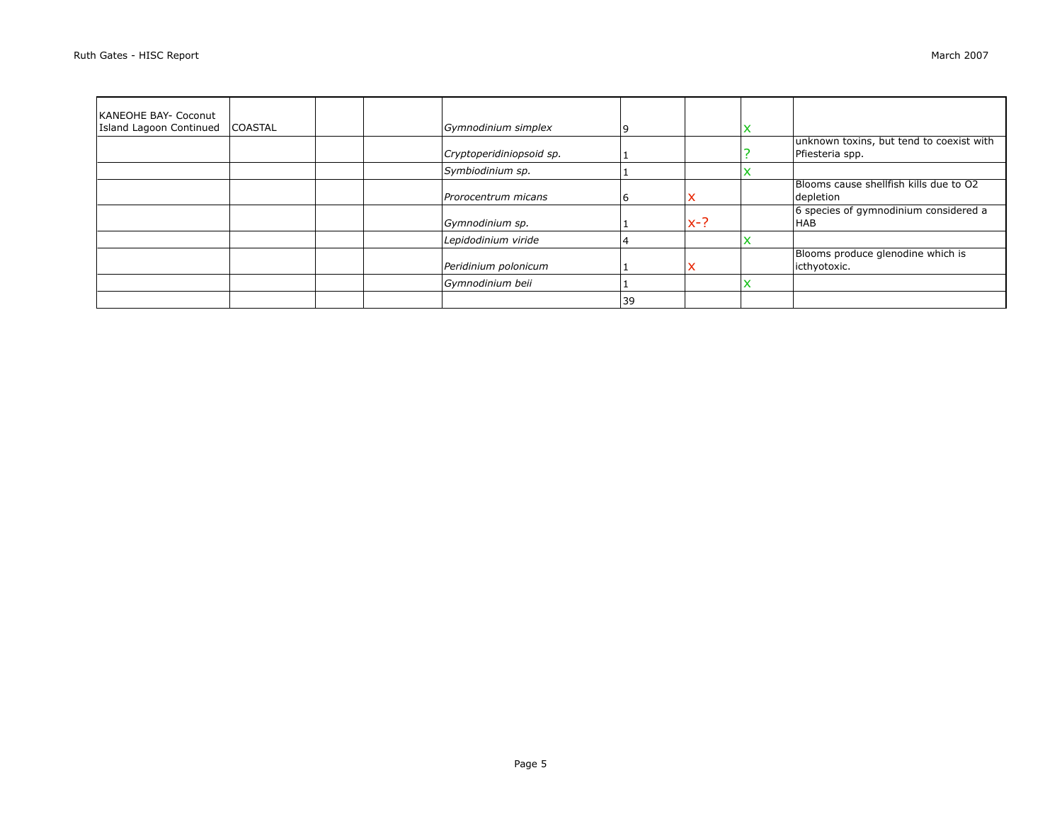| | | | | | | | | |
|---|---|---|---|---|---|---|---|---|
| KANEOHE BAY- Coconut Island Lagoon Continued | COASTAL | | | *Gymnodinium simplex* | 9 | | X | |
| | | | | *Cryptoperidiniopsoid sp.* | 1 | | ? | unknown toxins, but tend to coexist with Pfiesteria spp. |
| | | | | *Symbiodinium sp.* | 1 | | X | |
| | | | | *Prorocentrum micans* | 6 | X | | Blooms cause shellfish kills due to O2 depletion |
| | | | | *Gymnodinium sp.* | 1 | X-? | | 6 species of gymnodinium considered a HAB |
| | | | | *Lepidodinium viride* | 4 | | X | |
| | | | | *Peridinium polonicum* | 1 | X | | Blooms produce glenodine which is icthyotoxic. |
| | | | | *Gymnodinium beii* | 1 | | X | |
| | | | | | 39 | | | |